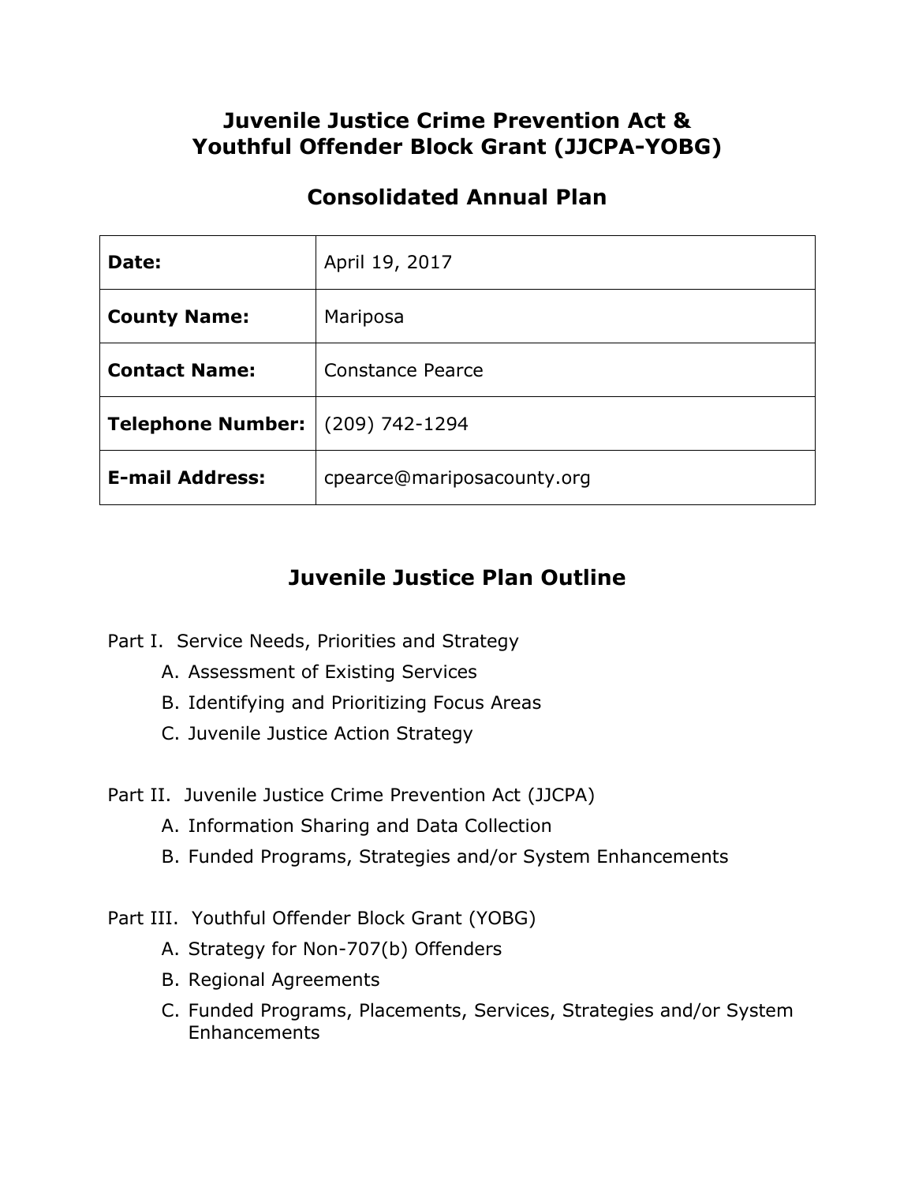# Juvenile Justice Crime Prevention Act & Youthful Offender Block Grant (JJCPA-YOBG)

## Consolidated Annual Plan

| | |
|---|---|
| **Date:** | April 19, 2017 |
| **County Name:** | Mariposa |
| **Contact Name:** | Constance Pearce |
| **Telephone Number:** | (209) 742-1294 |
| **E-mail Address:** | cpearce@mariposacounty.org |

## Juvenile Justice Plan Outline

Part I. Service Needs, Priorities and Strategy

- A. Assessment of Existing Services
- B. Identifying and Prioritizing Focus Areas
- C. Juvenile Justice Action Strategy

Part II. Juvenile Justice Crime Prevention Act (JJCPA)

- A. Information Sharing and Data Collection
- B. Funded Programs, Strategies and/or System Enhancements

Part III. Youthful Offender Block Grant (YOBG)

- A. Strategy for Non-707(b) Offenders
- B. Regional Agreements
- C. Funded Programs, Placements, Services, Strategies and/or System Enhancements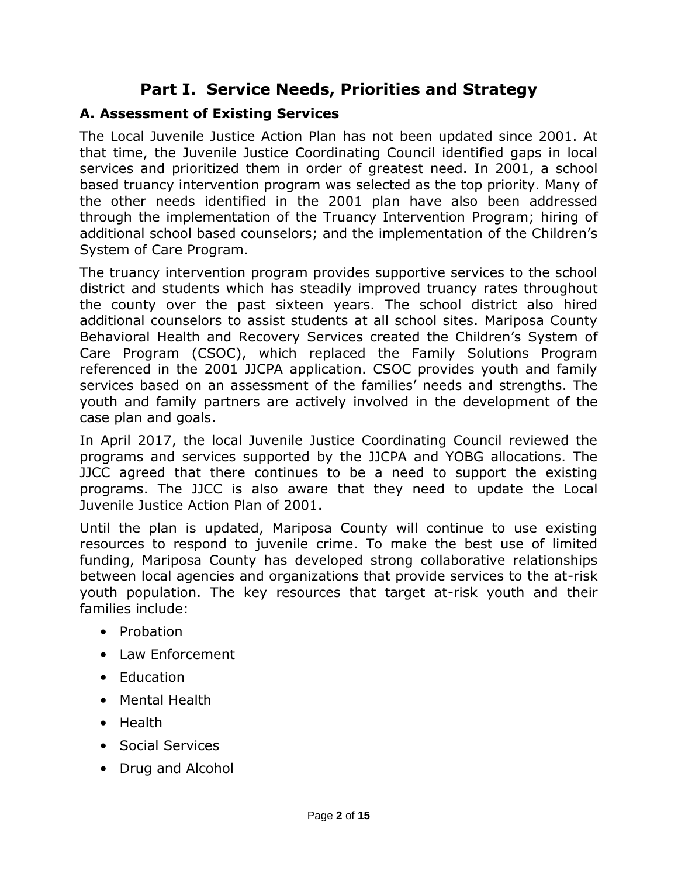# Part I. Service Needs, Priorities and Strategy

## A. Assessment of Existing Services

The Local Juvenile Justice Action Plan has not been updated since 2001. At that time, the Juvenile Justice Coordinating Council identified gaps in local services and prioritized them in order of greatest need. In 2001, a school based truancy intervention program was selected as the top priority. Many of the other needs identified in the 2001 plan have also been addressed through the implementation of the Truancy Intervention Program; hiring of additional school based counselors; and the implementation of the Children's System of Care Program.

The truancy intervention program provides supportive services to the school district and students which has steadily improved truancy rates throughout the county over the past sixteen years. The school district also hired additional counselors to assist students at all school sites. Mariposa County Behavioral Health and Recovery Services created the Children's System of Care Program (CSOC), which replaced the Family Solutions Program referenced in the 2001 JJCPA application. CSOC provides youth and family services based on an assessment of the families' needs and strengths. The youth and family partners are actively involved in the development of the case plan and goals.

In April 2017, the local Juvenile Justice Coordinating Council reviewed the programs and services supported by the JJCPA and YOBG allocations. The JJCC agreed that there continues to be a need to support the existing programs. The JJCC is also aware that they need to update the Local Juvenile Justice Action Plan of 2001.

Until the plan is updated, Mariposa County will continue to use existing resources to respond to juvenile crime. To make the best use of limited funding, Mariposa County has developed strong collaborative relationships between local agencies and organizations that provide services to the at-risk youth population. The key resources that target at-risk youth and their families include:

- Probation
- Law Enforcement
- Education
- Mental Health
- Health
- Social Services
- Drug and Alcohol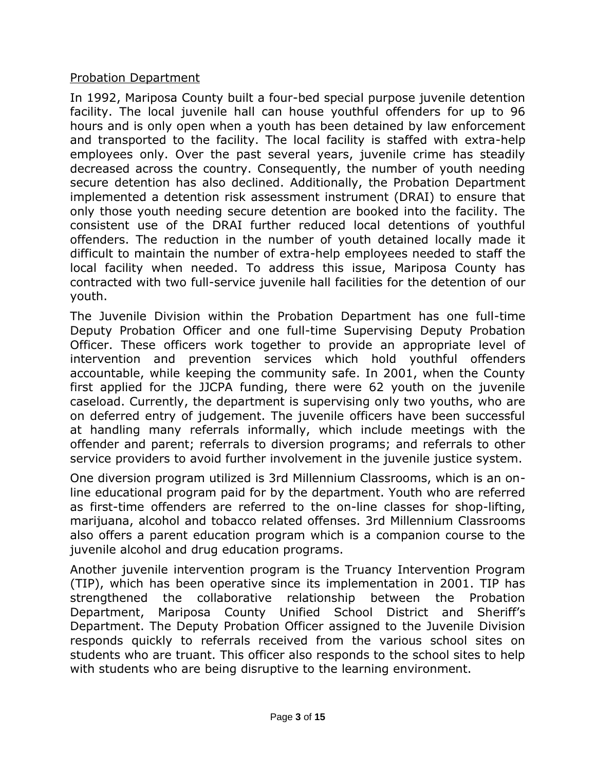## Probation Department

In 1992, Mariposa County built a four-bed special purpose juvenile detention facility. The local juvenile hall can house youthful offenders for up to 96 hours and is only open when a youth has been detained by law enforcement and transported to the facility. The local facility is staffed with extra-help employees only. Over the past several years, juvenile crime has steadily decreased across the country. Consequently, the number of youth needing secure detention has also declined. Additionally, the Probation Department implemented a detention risk assessment instrument (DRAI) to ensure that only those youth needing secure detention are booked into the facility. The consistent use of the DRAI further reduced local detentions of youthful offenders. The reduction in the number of youth detained locally made it difficult to maintain the number of extra-help employees needed to staff the local facility when needed. To address this issue, Mariposa County has contracted with two full-service juvenile hall facilities for the detention of our youth.

The Juvenile Division within the Probation Department has one full-time Deputy Probation Officer and one full-time Supervising Deputy Probation Officer. These officers work together to provide an appropriate level of intervention and prevention services which hold youthful offenders accountable, while keeping the community safe. In 2001, when the County first applied for the JJCPA funding, there were 62 youth on the juvenile caseload. Currently, the department is supervising only two youths, who are on deferred entry of judgement. The juvenile officers have been successful at handling many referrals informally, which include meetings with the offender and parent; referrals to diversion programs; and referrals to other service providers to avoid further involvement in the juvenile justice system.

One diversion program utilized is 3rd Millennium Classrooms, which is an on-line educational program paid for by the department. Youth who are referred as first-time offenders are referred to the on-line classes for shop-lifting, marijuana, alcohol and tobacco related offenses. 3rd Millennium Classrooms also offers a parent education program which is a companion course to the juvenile alcohol and drug education programs.

Another juvenile intervention program is the Truancy Intervention Program (TIP), which has been operative since its implementation in 2001. TIP has strengthened the collaborative relationship between the Probation Department, Mariposa County Unified School District and Sheriff's Department. The Deputy Probation Officer assigned to the Juvenile Division responds quickly to referrals received from the various school sites on students who are truant. This officer also responds to the school sites to help with students who are being disruptive to the learning environment.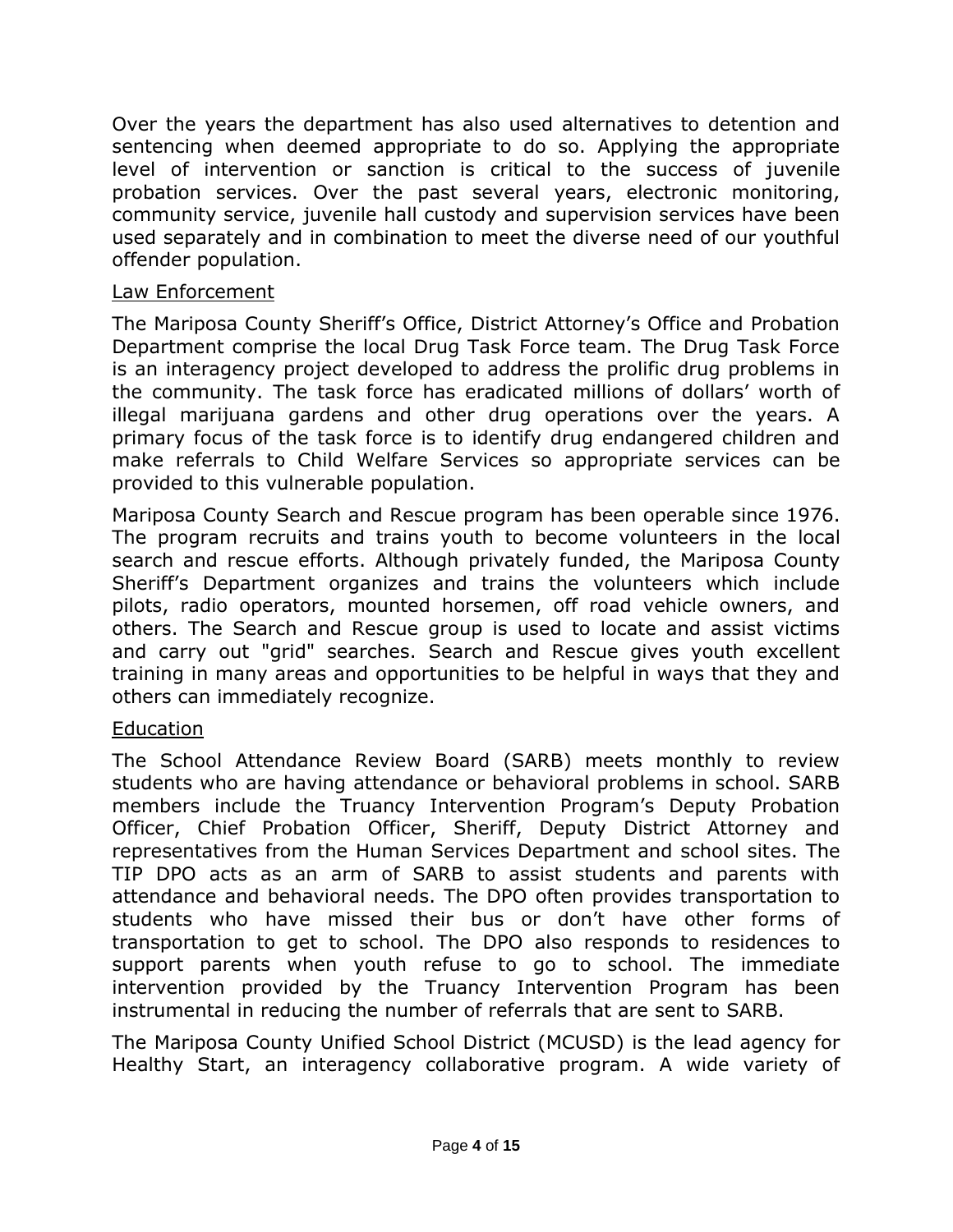Over the years the department has also used alternatives to detention and sentencing when deemed appropriate to do so. Applying the appropriate level of intervention or sanction is critical to the success of juvenile probation services. Over the past several years, electronic monitoring, community service, juvenile hall custody and supervision services have been used separately and in combination to meet the diverse need of our youthful offender population.

Law Enforcement

The Mariposa County Sheriff's Office, District Attorney's Office and Probation Department comprise the local Drug Task Force team. The Drug Task Force is an interagency project developed to address the prolific drug problems in the community. The task force has eradicated millions of dollars' worth of illegal marijuana gardens and other drug operations over the years. A primary focus of the task force is to identify drug endangered children and make referrals to Child Welfare Services so appropriate services can be provided to this vulnerable population.

Mariposa County Search and Rescue program has been operable since 1976. The program recruits and trains youth to become volunteers in the local search and rescue efforts. Although privately funded, the Mariposa County Sheriff's Department organizes and trains the volunteers which include pilots, radio operators, mounted horsemen, off road vehicle owners, and others. The Search and Rescue group is used to locate and assist victims and carry out "grid" searches. Search and Rescue gives youth excellent training in many areas and opportunities to be helpful in ways that they and others can immediately recognize.

Education

The School Attendance Review Board (SARB) meets monthly to review students who are having attendance or behavioral problems in school. SARB members include the Truancy Intervention Program's Deputy Probation Officer, Chief Probation Officer, Sheriff, Deputy District Attorney and representatives from the Human Services Department and school sites. The TIP DPO acts as an arm of SARB to assist students and parents with attendance and behavioral needs. The DPO often provides transportation to students who have missed their bus or don't have other forms of transportation to get to school. The DPO also responds to residences to support parents when youth refuse to go to school. The immediate intervention provided by the Truancy Intervention Program has been instrumental in reducing the number of referrals that are sent to SARB.

The Mariposa County Unified School District (MCUSD) is the lead agency for Healthy Start, an interagency collaborative program. A wide variety of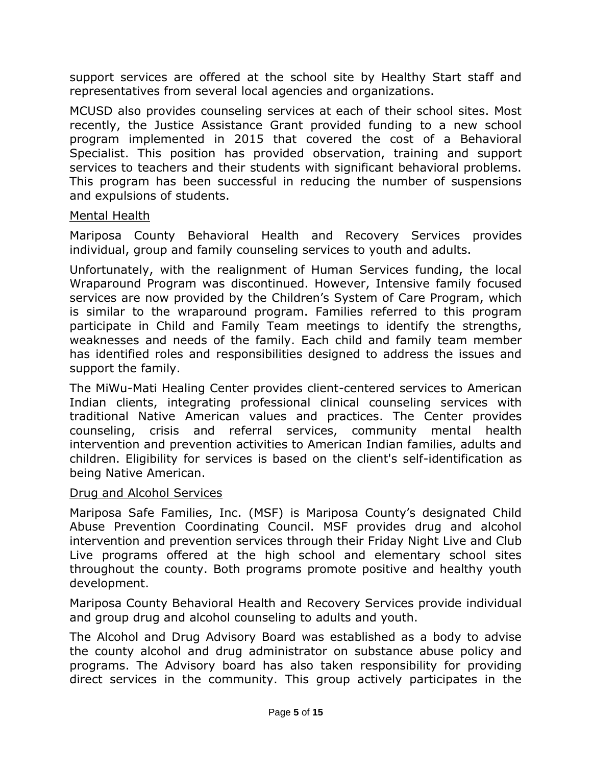support services are offered at the school site by Healthy Start staff and representatives from several local agencies and organizations.

MCUSD also provides counseling services at each of their school sites. Most recently, the Justice Assistance Grant provided funding to a new school program implemented in 2015 that covered the cost of a Behavioral Specialist. This position has provided observation, training and support services to teachers and their students with significant behavioral problems. This program has been successful in reducing the number of suspensions and expulsions of students.

<u>Mental Health</u>

Mariposa County Behavioral Health and Recovery Services provides individual, group and family counseling services to youth and adults.

Unfortunately, with the realignment of Human Services funding, the local Wraparound Program was discontinued. However, Intensive family focused services are now provided by the Children's System of Care Program, which is similar to the wraparound program. Families referred to this program participate in Child and Family Team meetings to identify the strengths, weaknesses and needs of the family. Each child and family team member has identified roles and responsibilities designed to address the issues and support the family.

The MiWu-Mati Healing Center provides client-centered services to American Indian clients, integrating professional clinical counseling services with traditional Native American values and practices. The Center provides counseling, crisis and referral services, community mental health intervention and prevention activities to American Indian families, adults and children. Eligibility for services is based on the client's self-identification as being Native American.

<u>Drug and Alcohol Services</u>

Mariposa Safe Families, Inc. (MSF) is Mariposa County's designated Child Abuse Prevention Coordinating Council. MSF provides drug and alcohol intervention and prevention services through their Friday Night Live and Club Live programs offered at the high school and elementary school sites throughout the county. Both programs promote positive and healthy youth development.

Mariposa County Behavioral Health and Recovery Services provide individual and group drug and alcohol counseling to adults and youth.

The Alcohol and Drug Advisory Board was established as a body to advise the county alcohol and drug administrator on substance abuse policy and programs. The Advisory board has also taken responsibility for providing direct services in the community. This group actively participates in the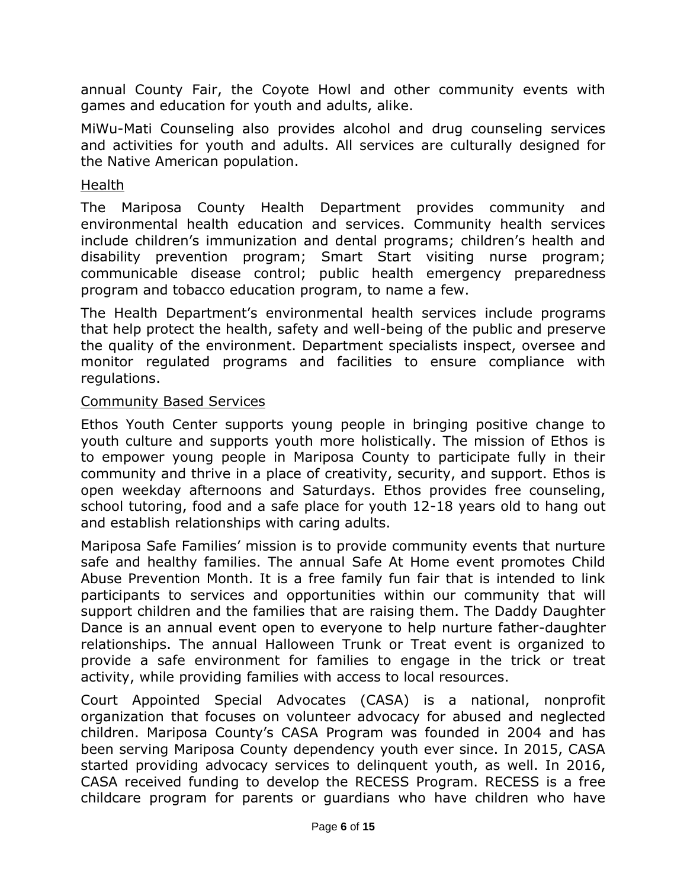annual County Fair, the Coyote Howl and other community events with games and education for youth and adults, alike.

MiWu-Mati Counseling also provides alcohol and drug counseling services and activities for youth and adults. All services are culturally designed for the Native American population.

<u>Health</u>

The Mariposa County Health Department provides community and environmental health education and services. Community health services include children's immunization and dental programs; children's health and disability prevention program; Smart Start visiting nurse program; communicable disease control; public health emergency preparedness program and tobacco education program, to name a few.

The Health Department's environmental health services include programs that help protect the health, safety and well-being of the public and preserve the quality of the environment. Department specialists inspect, oversee and monitor regulated programs and facilities to ensure compliance with regulations.

<u>Community Based Services</u>

Ethos Youth Center supports young people in bringing positive change to youth culture and supports youth more holistically. The mission of Ethos is to empower young people in Mariposa County to participate fully in their community and thrive in a place of creativity, security, and support. Ethos is open weekday afternoons and Saturdays. Ethos provides free counseling, school tutoring, food and a safe place for youth 12-18 years old to hang out and establish relationships with caring adults.

Mariposa Safe Families' mission is to provide community events that nurture safe and healthy families. The annual Safe At Home event promotes Child Abuse Prevention Month. It is a free family fun fair that is intended to link participants to services and opportunities within our community that will support children and the families that are raising them. The Daddy Daughter Dance is an annual event open to everyone to help nurture father-daughter relationships. The annual Halloween Trunk or Treat event is organized to provide a safe environment for families to engage in the trick or treat activity, while providing families with access to local resources.

Court Appointed Special Advocates (CASA) is a national, nonprofit organization that focuses on volunteer advocacy for abused and neglected children. Mariposa County's CASA Program was founded in 2004 and has been serving Mariposa County dependency youth ever since. In 2015, CASA started providing advocacy services to delinquent youth, as well. In 2016, CASA received funding to develop the RECESS Program. RECESS is a free childcare program for parents or guardians who have children who have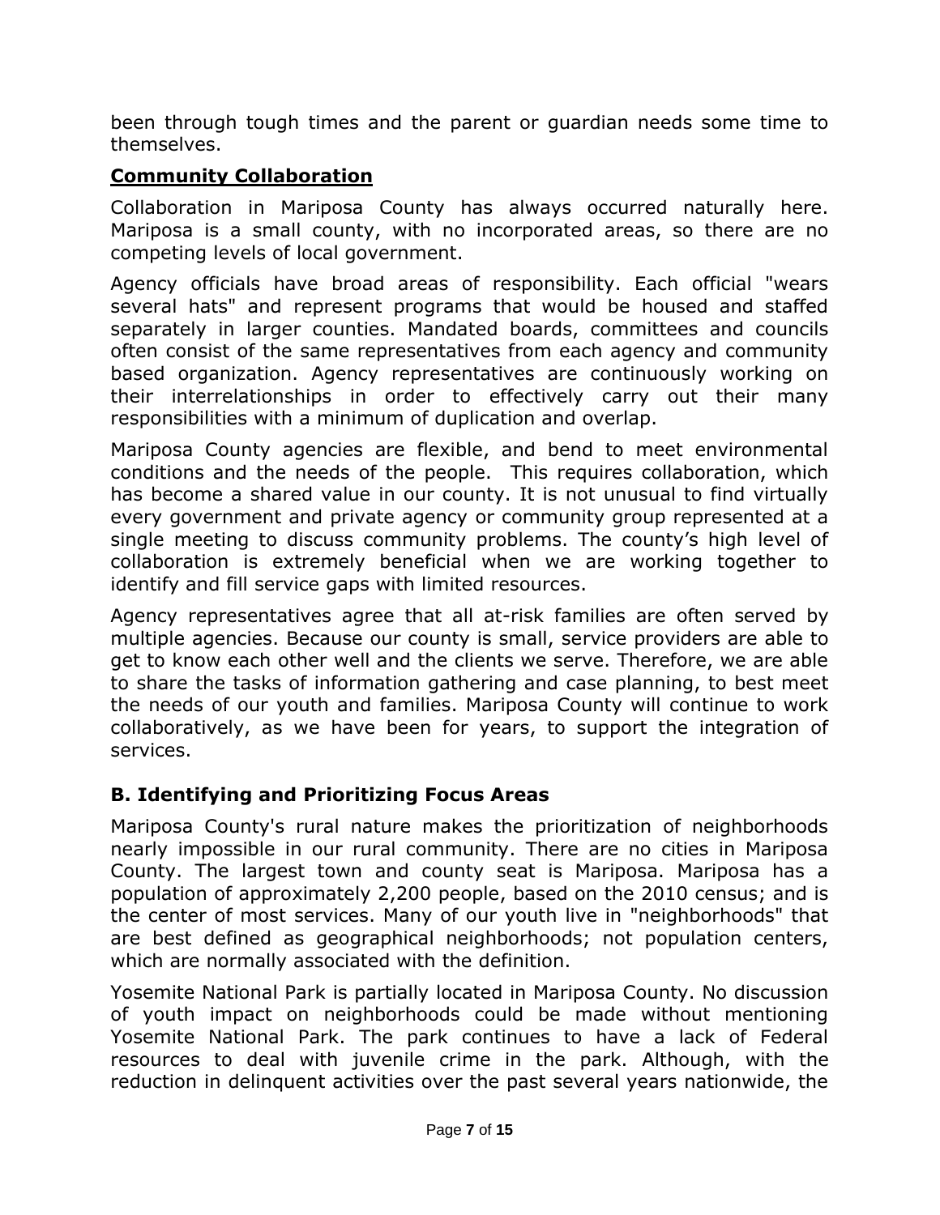been through tough times and the parent or guardian needs some time to themselves.

**Community Collaboration**

Collaboration in Mariposa County has always occurred naturally here. Mariposa is a small county, with no incorporated areas, so there are no competing levels of local government.

Agency officials have broad areas of responsibility. Each official "wears several hats" and represent programs that would be housed and staffed separately in larger counties. Mandated boards, committees and councils often consist of the same representatives from each agency and community based organization. Agency representatives are continuously working on their interrelationships in order to effectively carry out their many responsibilities with a minimum of duplication and overlap.

Mariposa County agencies are flexible, and bend to meet environmental conditions and the needs of the people. This requires collaboration, which has become a shared value in our county. It is not unusual to find virtually every government and private agency or community group represented at a single meeting to discuss community problems. The county's high level of collaboration is extremely beneficial when we are working together to identify and fill service gaps with limited resources.

Agency representatives agree that all at-risk families are often served by multiple agencies. Because our county is small, service providers are able to get to know each other well and the clients we serve. Therefore, we are able to share the tasks of information gathering and case planning, to best meet the needs of our youth and families. Mariposa County will continue to work collaboratively, as we have been for years, to support the integration of services.

## B. Identifying and Prioritizing Focus Areas

Mariposa County's rural nature makes the prioritization of neighborhoods nearly impossible in our rural community. There are no cities in Mariposa County. The largest town and county seat is Mariposa. Mariposa has a population of approximately 2,200 people, based on the 2010 census; and is the center of most services. Many of our youth live in "neighborhoods" that are best defined as geographical neighborhoods; not population centers, which are normally associated with the definition.

Yosemite National Park is partially located in Mariposa County. No discussion of youth impact on neighborhoods could be made without mentioning Yosemite National Park. The park continues to have a lack of Federal resources to deal with juvenile crime in the park. Although, with the reduction in delinquent activities over the past several years nationwide, the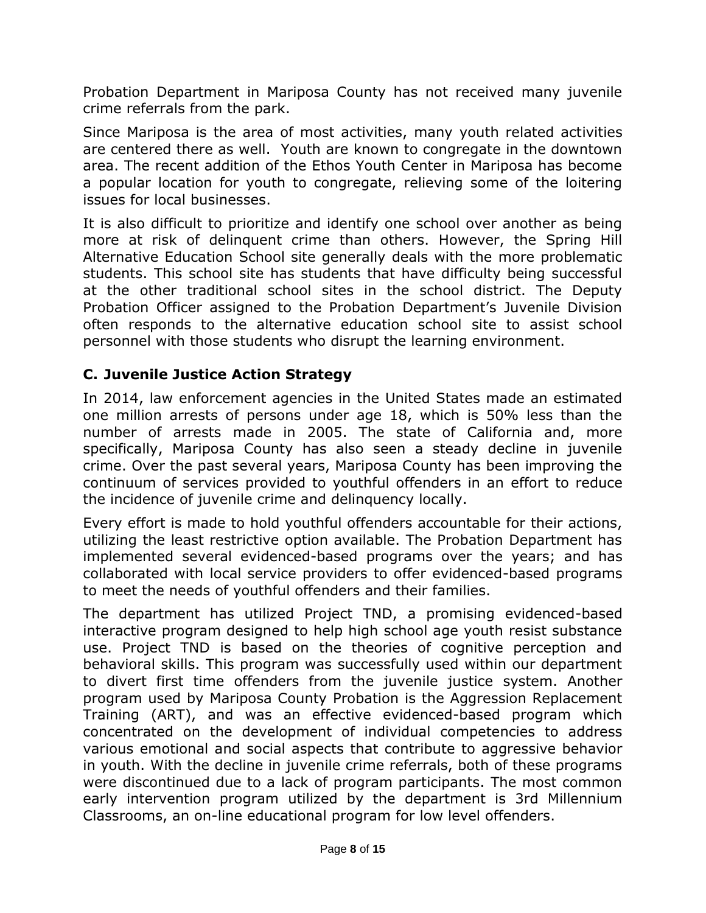Probation Department in Mariposa County has not received many juvenile crime referrals from the park.

Since Mariposa is the area of most activities, many youth related activities are centered there as well. Youth are known to congregate in the downtown area. The recent addition of the Ethos Youth Center in Mariposa has become a popular location for youth to congregate, relieving some of the loitering issues for local businesses.

It is also difficult to prioritize and identify one school over another as being more at risk of delinquent crime than others. However, the Spring Hill Alternative Education School site generally deals with the more problematic students. This school site has students that have difficulty being successful at the other traditional school sites in the school district. The Deputy Probation Officer assigned to the Probation Department's Juvenile Division often responds to the alternative education school site to assist school personnel with those students who disrupt the learning environment.

## C. Juvenile Justice Action Strategy

In 2014, law enforcement agencies in the United States made an estimated one million arrests of persons under age 18, which is 50% less than the number of arrests made in 2005. The state of California and, more specifically, Mariposa County has also seen a steady decline in juvenile crime. Over the past several years, Mariposa County has been improving the continuum of services provided to youthful offenders in an effort to reduce the incidence of juvenile crime and delinquency locally.

Every effort is made to hold youthful offenders accountable for their actions, utilizing the least restrictive option available. The Probation Department has implemented several evidenced-based programs over the years; and has collaborated with local service providers to offer evidenced-based programs to meet the needs of youthful offenders and their families.

The department has utilized Project TND, a promising evidenced-based interactive program designed to help high school age youth resist substance use. Project TND is based on the theories of cognitive perception and behavioral skills. This program was successfully used within our department to divert first time offenders from the juvenile justice system. Another program used by Mariposa County Probation is the Aggression Replacement Training (ART), and was an effective evidenced-based program which concentrated on the development of individual competencies to address various emotional and social aspects that contribute to aggressive behavior in youth. With the decline in juvenile crime referrals, both of these programs were discontinued due to a lack of program participants. The most common early intervention program utilized by the department is 3rd Millennium Classrooms, an on-line educational program for low level offenders.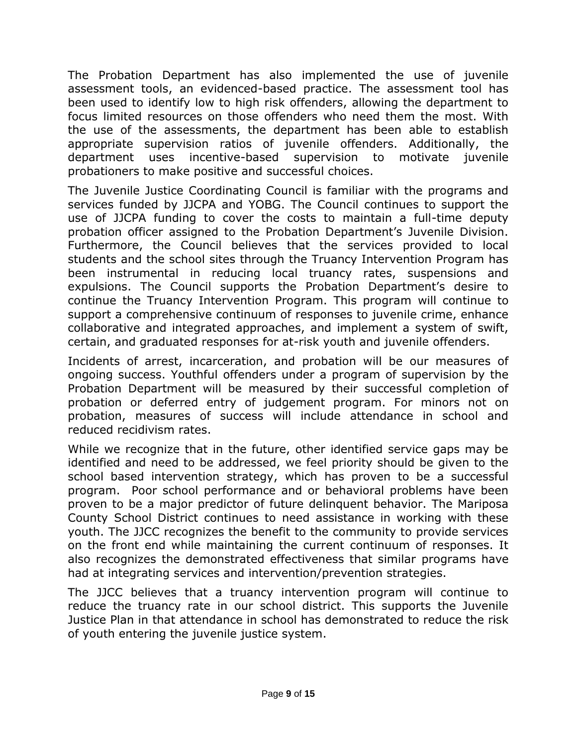The Probation Department has also implemented the use of juvenile assessment tools, an evidenced-based practice. The assessment tool has been used to identify low to high risk offenders, allowing the department to focus limited resources on those offenders who need them the most. With the use of the assessments, the department has been able to establish appropriate supervision ratios of juvenile offenders. Additionally, the department uses incentive-based supervision to motivate juvenile probationers to make positive and successful choices.

The Juvenile Justice Coordinating Council is familiar with the programs and services funded by JJCPA and YOBG. The Council continues to support the use of JJCPA funding to cover the costs to maintain a full-time deputy probation officer assigned to the Probation Department's Juvenile Division. Furthermore, the Council believes that the services provided to local students and the school sites through the Truancy Intervention Program has been instrumental in reducing local truancy rates, suspensions and expulsions. The Council supports the Probation Department's desire to continue the Truancy Intervention Program. This program will continue to support a comprehensive continuum of responses to juvenile crime, enhance collaborative and integrated approaches, and implement a system of swift, certain, and graduated responses for at-risk youth and juvenile offenders.

Incidents of arrest, incarceration, and probation will be our measures of ongoing success. Youthful offenders under a program of supervision by the Probation Department will be measured by their successful completion of probation or deferred entry of judgement program. For minors not on probation, measures of success will include attendance in school and reduced recidivism rates.

While we recognize that in the future, other identified service gaps may be identified and need to be addressed, we feel priority should be given to the school based intervention strategy, which has proven to be a successful program. Poor school performance and or behavioral problems have been proven to be a major predictor of future delinquent behavior. The Mariposa County School District continues to need assistance in working with these youth. The JJCC recognizes the benefit to the community to provide services on the front end while maintaining the current continuum of responses. It also recognizes the demonstrated effectiveness that similar programs have had at integrating services and intervention/prevention strategies.

The JJCC believes that a truancy intervention program will continue to reduce the truancy rate in our school district. This supports the Juvenile Justice Plan in that attendance in school has demonstrated to reduce the risk of youth entering the juvenile justice system.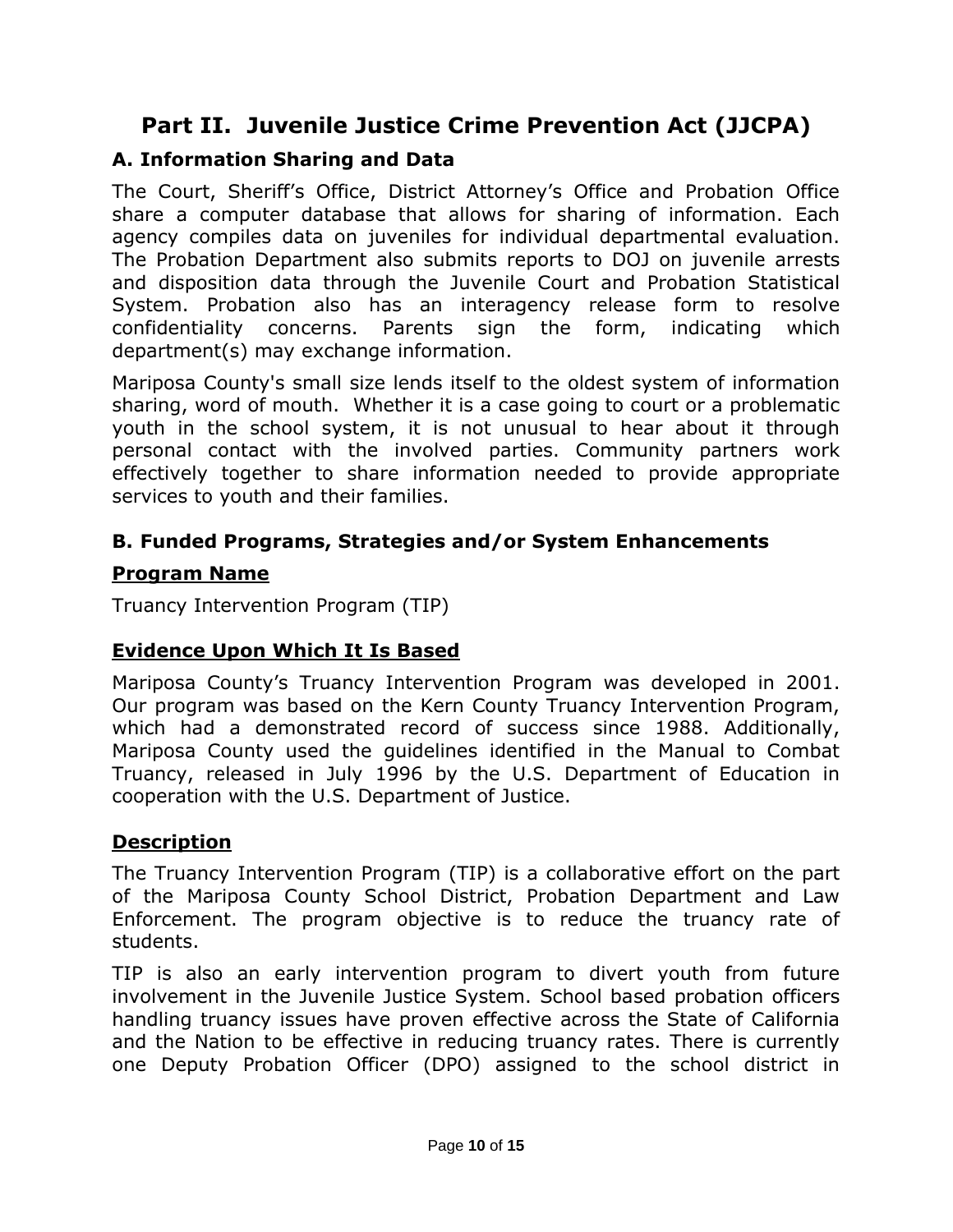# Part II. Juvenile Justice Crime Prevention Act (JJCPA)

## A. Information Sharing and Data

The Court, Sheriff's Office, District Attorney's Office and Probation Office share a computer database that allows for sharing of information. Each agency compiles data on juveniles for individual departmental evaluation. The Probation Department also submits reports to DOJ on juvenile arrests and disposition data through the Juvenile Court and Probation Statistical System. Probation also has an interagency release form to resolve confidentiality concerns. Parents sign the form, indicating which department(s) may exchange information.

Mariposa County's small size lends itself to the oldest system of information sharing, word of mouth. Whether it is a case going to court or a problematic youth in the school system, it is not unusual to hear about it through personal contact with the involved parties. Community partners work effectively together to share information needed to provide appropriate services to youth and their families.

## B. Funded Programs, Strategies and/or System Enhancements

### Program Name

Truancy Intervention Program (TIP)

### Evidence Upon Which It Is Based

Mariposa County's Truancy Intervention Program was developed in 2001. Our program was based on the Kern County Truancy Intervention Program, which had a demonstrated record of success since 1988. Additionally, Mariposa County used the guidelines identified in the Manual to Combat Truancy, released in July 1996 by the U.S. Department of Education in cooperation with the U.S. Department of Justice.

### Description

The Truancy Intervention Program (TIP) is a collaborative effort on the part of the Mariposa County School District, Probation Department and Law Enforcement. The program objective is to reduce the truancy rate of students.

TIP is also an early intervention program to divert youth from future involvement in the Juvenile Justice System. School based probation officers handling truancy issues have proven effective across the State of California and the Nation to be effective in reducing truancy rates. There is currently one Deputy Probation Officer (DPO) assigned to the school district in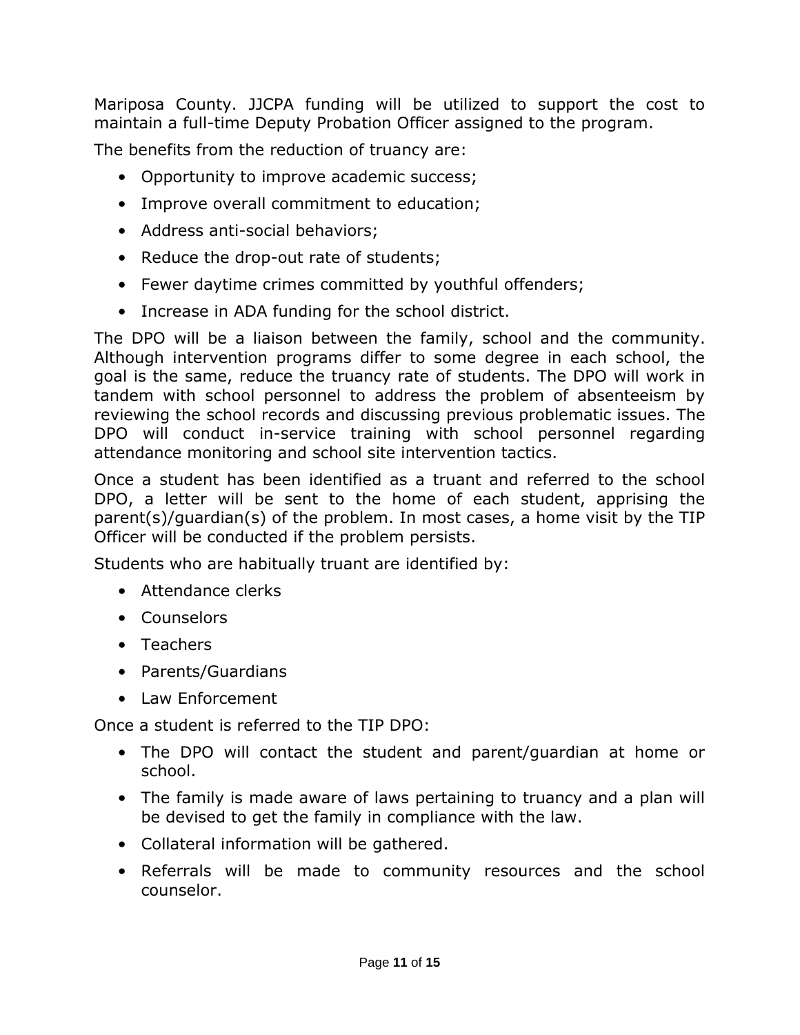Mariposa County. JJCPA funding will be utilized to support the cost to maintain a full-time Deputy Probation Officer assigned to the program.

The benefits from the reduction of truancy are:

- Opportunity to improve academic success;
- Improve overall commitment to education;
- Address anti-social behaviors;
- Reduce the drop-out rate of students;
- Fewer daytime crimes committed by youthful offenders;
- Increase in ADA funding for the school district.

The DPO will be a liaison between the family, school and the community. Although intervention programs differ to some degree in each school, the goal is the same, reduce the truancy rate of students. The DPO will work in tandem with school personnel to address the problem of absenteeism by reviewing the school records and discussing previous problematic issues. The DPO will conduct in-service training with school personnel regarding attendance monitoring and school site intervention tactics.

Once a student has been identified as a truant and referred to the school DPO, a letter will be sent to the home of each student, apprising the parent(s)/guardian(s) of the problem. In most cases, a home visit by the TIP Officer will be conducted if the problem persists.

Students who are habitually truant are identified by:

- Attendance clerks
- Counselors
- Teachers
- Parents/Guardians
- Law Enforcement

Once a student is referred to the TIP DPO:

- The DPO will contact the student and parent/guardian at home or school.
- The family is made aware of laws pertaining to truancy and a plan will be devised to get the family in compliance with the law.
- Collateral information will be gathered.
- Referrals will be made to community resources and the school counselor.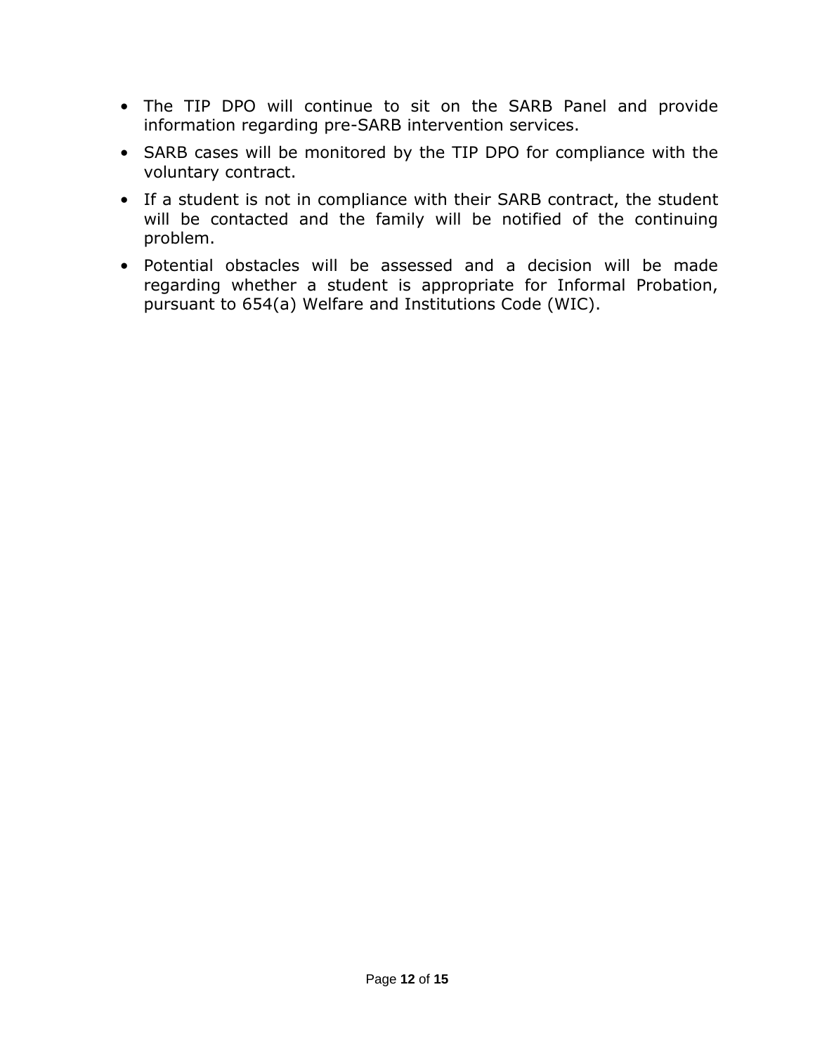- The TIP DPO will continue to sit on the SARB Panel and provide information regarding pre-SARB intervention services.
- SARB cases will be monitored by the TIP DPO for compliance with the voluntary contract.
- If a student is not in compliance with their SARB contract, the student will be contacted and the family will be notified of the continuing problem.
- Potential obstacles will be assessed and a decision will be made regarding whether a student is appropriate for Informal Probation, pursuant to 654(a) Welfare and Institutions Code (WIC).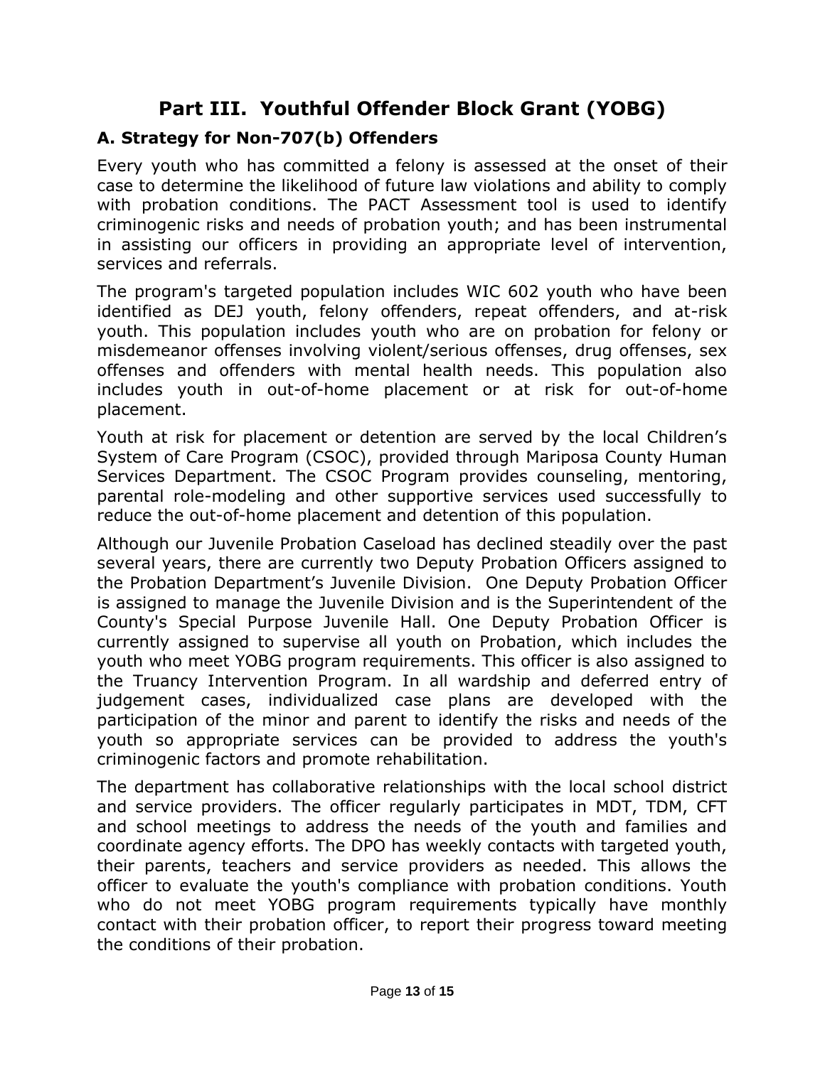# Part III. Youthful Offender Block Grant (YOBG)

## A. Strategy for Non-707(b) Offenders

Every youth who has committed a felony is assessed at the onset of their case to determine the likelihood of future law violations and ability to comply with probation conditions. The PACT Assessment tool is used to identify criminogenic risks and needs of probation youth; and has been instrumental in assisting our officers in providing an appropriate level of intervention, services and referrals.

The program's targeted population includes WIC 602 youth who have been identified as DEJ youth, felony offenders, repeat offenders, and at-risk youth. This population includes youth who are on probation for felony or misdemeanor offenses involving violent/serious offenses, drug offenses, sex offenses and offenders with mental health needs. This population also includes youth in out-of-home placement or at risk for out-of-home placement.

Youth at risk for placement or detention are served by the local Children's System of Care Program (CSOC), provided through Mariposa County Human Services Department. The CSOC Program provides counseling, mentoring, parental role-modeling and other supportive services used successfully to reduce the out-of-home placement and detention of this population.

Although our Juvenile Probation Caseload has declined steadily over the past several years, there are currently two Deputy Probation Officers assigned to the Probation Department's Juvenile Division. One Deputy Probation Officer is assigned to manage the Juvenile Division and is the Superintendent of the County's Special Purpose Juvenile Hall. One Deputy Probation Officer is currently assigned to supervise all youth on Probation, which includes the youth who meet YOBG program requirements. This officer is also assigned to the Truancy Intervention Program. In all wardship and deferred entry of judgement cases, individualized case plans are developed with the participation of the minor and parent to identify the risks and needs of the youth so appropriate services can be provided to address the youth's criminogenic factors and promote rehabilitation.

The department has collaborative relationships with the local school district and service providers. The officer regularly participates in MDT, TDM, CFT and school meetings to address the needs of the youth and families and coordinate agency efforts. The DPO has weekly contacts with targeted youth, their parents, teachers and service providers as needed. This allows the officer to evaluate the youth's compliance with probation conditions. Youth who do not meet YOBG program requirements typically have monthly contact with their probation officer, to report their progress toward meeting the conditions of their probation.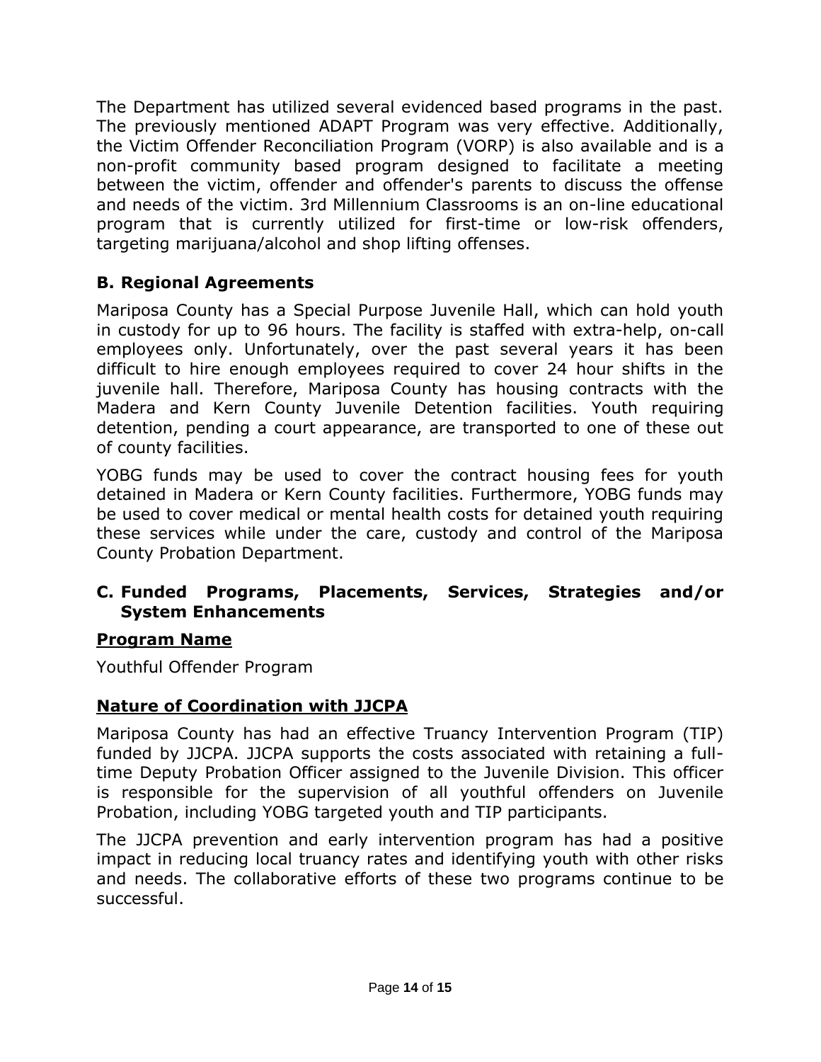The Department has utilized several evidenced based programs in the past. The previously mentioned ADAPT Program was very effective. Additionally, the Victim Offender Reconciliation Program (VORP) is also available and is a non-profit community based program designed to facilitate a meeting between the victim, offender and offender's parents to discuss the offense and needs of the victim. 3rd Millennium Classrooms is an on-line educational program that is currently utilized for first-time or low-risk offenders, targeting marijuana/alcohol and shop lifting offenses.

### B. Regional Agreements

Mariposa County has a Special Purpose Juvenile Hall, which can hold youth in custody for up to 96 hours. The facility is staffed with extra-help, on-call employees only. Unfortunately, over the past several years it has been difficult to hire enough employees required to cover 24 hour shifts in the juvenile hall. Therefore, Mariposa County has housing contracts with the Madera and Kern County Juvenile Detention facilities. Youth requiring detention, pending a court appearance, are transported to one of these out of county facilities.

YOBG funds may be used to cover the contract housing fees for youth detained in Madera or Kern County facilities. Furthermore, YOBG funds may be used to cover medical or mental health costs for detained youth requiring these services while under the care, custody and control of the Mariposa County Probation Department.

### C. Funded Programs, Placements, Services, Strategies and/or System Enhancements

**Program Name**

Youthful Offender Program

**Nature of Coordination with JJCPA**

Mariposa County has had an effective Truancy Intervention Program (TIP) funded by JJCPA. JJCPA supports the costs associated with retaining a full-time Deputy Probation Officer assigned to the Juvenile Division. This officer is responsible for the supervision of all youthful offenders on Juvenile Probation, including YOBG targeted youth and TIP participants.

The JJCPA prevention and early intervention program has had a positive impact in reducing local truancy rates and identifying youth with other risks and needs. The collaborative efforts of these two programs continue to be successful.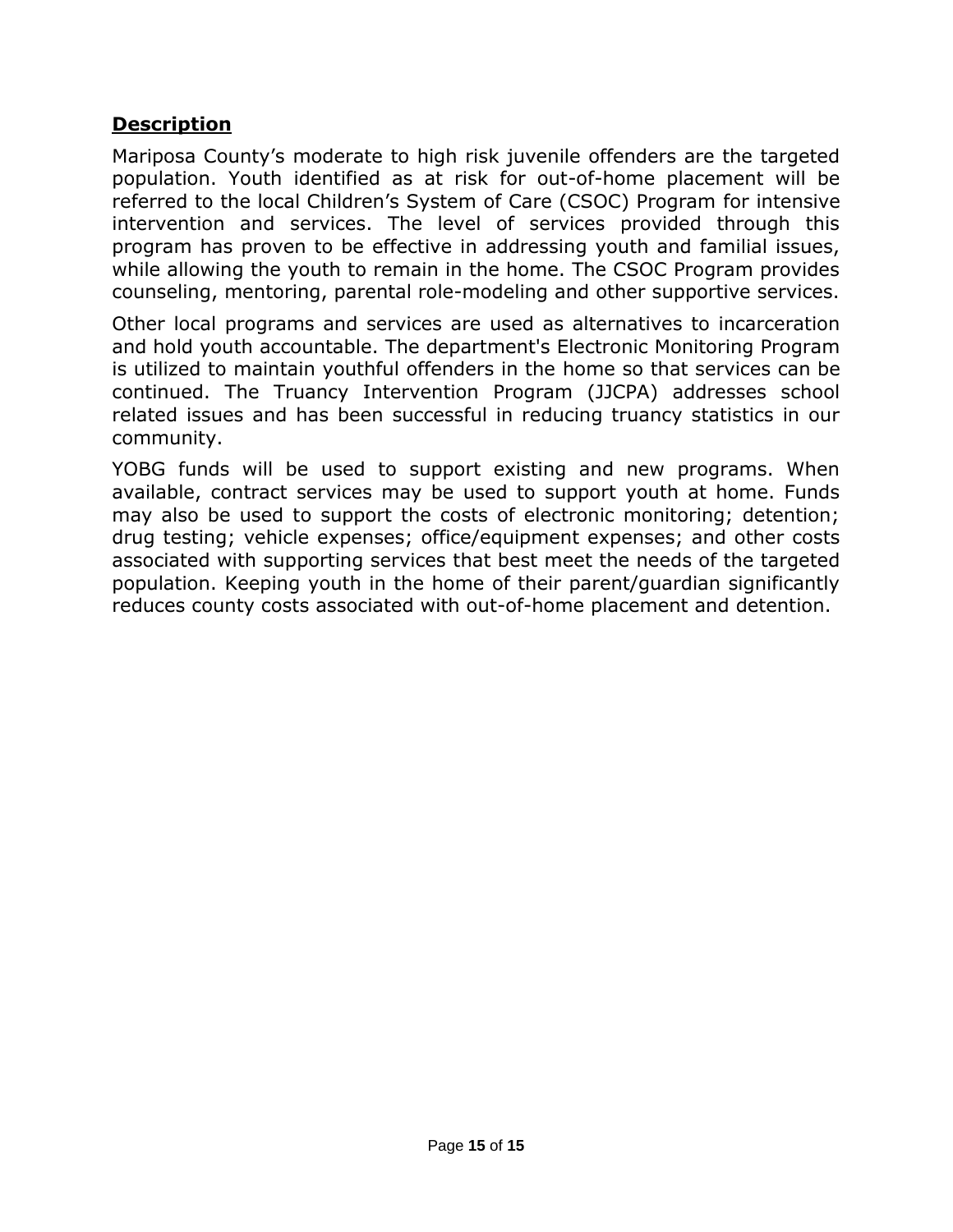**Description**

Mariposa County's moderate to high risk juvenile offenders are the targeted population. Youth identified as at risk for out-of-home placement will be referred to the local Children's System of Care (CSOC) Program for intensive intervention and services. The level of services provided through this program has proven to be effective in addressing youth and familial issues, while allowing the youth to remain in the home. The CSOC Program provides counseling, mentoring, parental role-modeling and other supportive services.

Other local programs and services are used as alternatives to incarceration and hold youth accountable. The department's Electronic Monitoring Program is utilized to maintain youthful offenders in the home so that services can be continued. The Truancy Intervention Program (JJCPA) addresses school related issues and has been successful in reducing truancy statistics in our community.

YOBG funds will be used to support existing and new programs. When available, contract services may be used to support youth at home. Funds may also be used to support the costs of electronic monitoring; detention; drug testing; vehicle expenses; office/equipment expenses; and other costs associated with supporting services that best meet the needs of the targeted population. Keeping youth in the home of their parent/guardian significantly reduces county costs associated with out-of-home placement and detention.